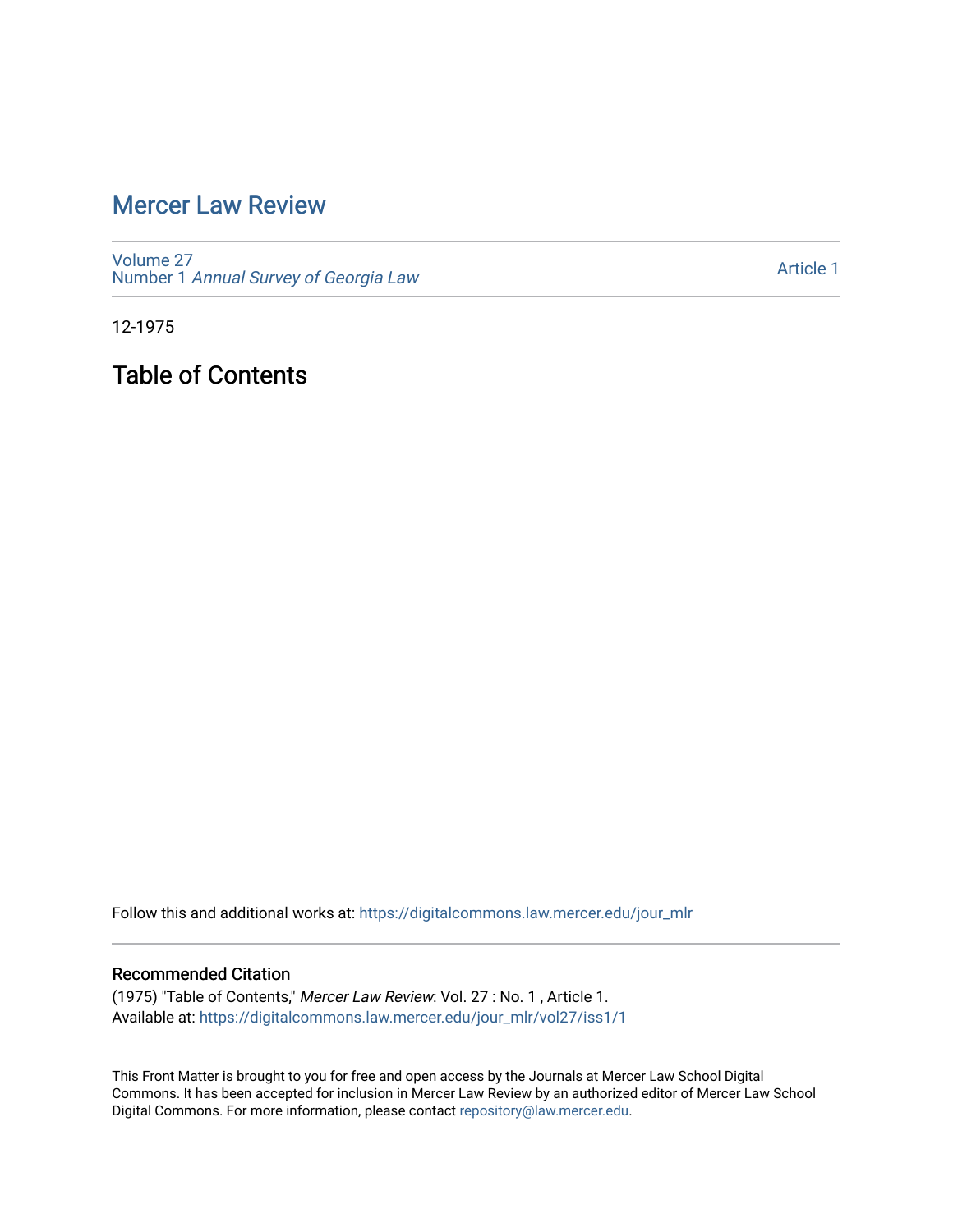# Mercer Law Review

Volume 27
Number 1 *Annual Survey of Georgia Law*

Article 1

12-1975

## Table of Contents

Follow this and additional works at: https://digitalcommons.law.mercer.edu/jour_mlr

### Recommended Citation

(1975) "Table of Contents," *Mercer Law Review*: Vol. 27 : No. 1 , Article 1.
Available at: https://digitalcommons.law.mercer.edu/jour_mlr/vol27/iss1/1

This Front Matter is brought to you for free and open access by the Journals at Mercer Law School Digital Commons. It has been accepted for inclusion in Mercer Law Review by an authorized editor of Mercer Law School Digital Commons. For more information, please contact repository@law.mercer.edu.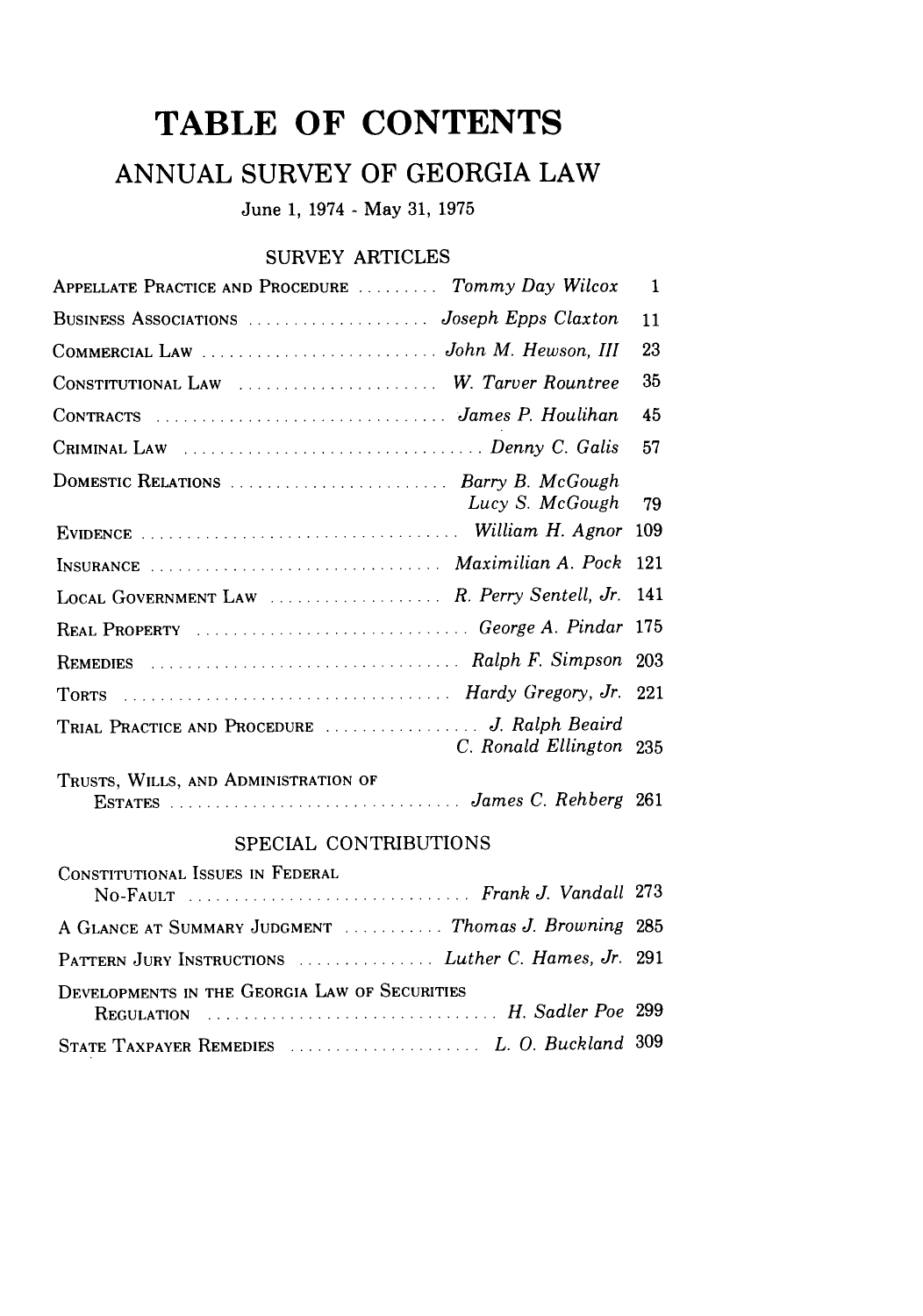# TABLE OF CONTENTS

## ANNUAL SURVEY OF GEORGIA LAW

June 1, 1974 - May 31, 1975

### SURVEY ARTICLES

| | | |
|---|---|---|
| APPELLATE PRACTICE AND PROCEDURE | *Tommy Day Wilcox* | 1 |
| BUSINESS ASSOCIATIONS | *Joseph Epps Claxton* | 11 |
| COMMERCIAL LAW | *John M. Hewson, III* | 23 |
| CONSTITUTIONAL LAW | *W. Tarver Rountree* | 35 |
| CONTRACTS | *James P. Houlihan* | 45 |
| CRIMINAL LAW | *Denny C. Galis* | 57 |
| DOMESTIC RELATIONS | *Barry B. McGough* *Lucy S. McGough* | 79 |
| EVIDENCE | *William H. Agnor* | 109 |
| INSURANCE | *Maximilian A. Pock* | 121 |
| LOCAL GOVERNMENT LAW | *R. Perry Sentell, Jr.* | 141 |
| REAL PROPERTY | *George A. Pindar* | 175 |
| REMEDIES | *Ralph F. Simpson* | 203 |
| TORTS | *Hardy Gregory, Jr.* | 221 |
| TRIAL PRACTICE AND PROCEDURE | *J. Ralph Beaird* *C. Ronald Ellington* | 235 |
| TRUSTS, WILLS, AND ADMINISTRATION OF ESTATES | *James C. Rehberg* | 261 |

### SPECIAL CONTRIBUTIONS

| | | |
|---|---|---|
| CONSTITUTIONAL ISSUES IN FEDERAL NO-FAULT | *Frank J. Vandall* | 273 |
| A GLANCE AT SUMMARY JUDGMENT | *Thomas J. Browning* | 285 |
| PATTERN JURY INSTRUCTIONS | *Luther C. Hames, Jr.* | 291 |
| DEVELOPMENTS IN THE GEORGIA LAW OF SECURITIES REGULATION | *H. Sadler Poe* | 299 |
| STATE TAXPAYER REMEDIES | *L. O. Buckland* | 309 |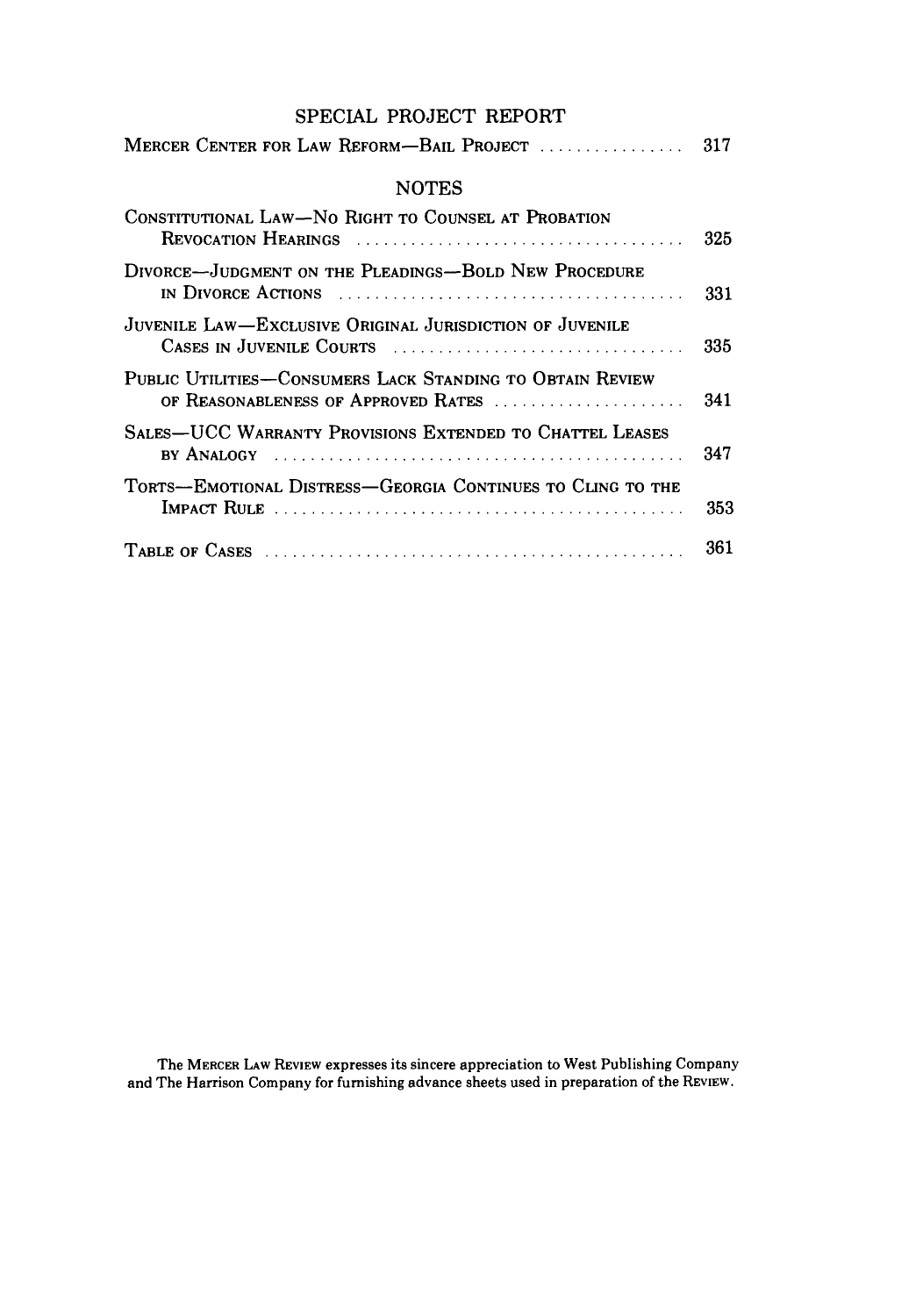## SPECIAL PROJECT REPORT

MERCER CENTER FOR LAW REFORM—BAIL PROJECT ................ 317

## NOTES

CONSTITUTIONAL LAW—NO RIGHT TO COUNSEL AT PROBATION REVOCATION HEARINGS ................................... 325

DIVORCE—JUDGMENT ON THE PLEADINGS—BOLD NEW PROCEDURE IN DIVORCE ACTIONS ..................................... 331

JUVENILE LAW—EXCLUSIVE ORIGINAL JURISDICTION OF JUVENILE CASES IN JUVENILE COURTS ................................ 335

PUBLIC UTILITIES—CONSUMERS LACK STANDING TO OBTAIN REVIEW OF REASONABLENESS OF APPROVED RATES ..................... 341

SALES—UCC WARRANTY PROVISIONS EXTENDED TO CHATTEL LEASES BY ANALOGY ............................................ 347

TORTS—EMOTIONAL DISTRESS—GEORGIA CONTINUES TO CLING TO THE IMPACT RULE ........................................... 353

TABLE OF CASES ............................................ 361

The MERCER LAW REVIEW expresses its sincere appreciation to West Publishing Company and The Harrison Company for furnishing advance sheets used in preparation of the REVIEW.